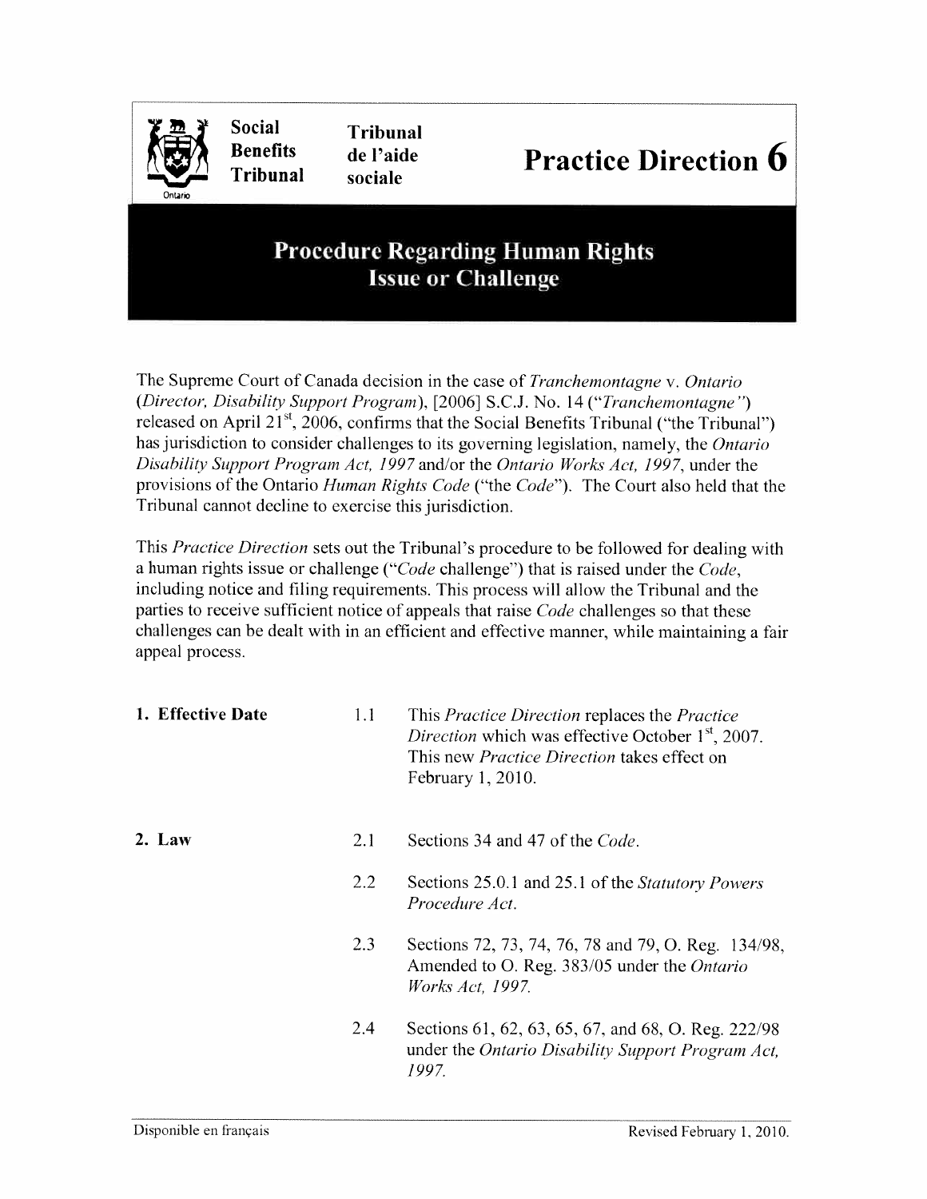**Social Benefits Tribunal** | **Tribunal de l'aide sociale**

Ontario

# Practice Direction 6

## Procedure Regarding Human Rights Issue or Challenge

The Supreme Court of Canada decision in the case of *Tranchemontagne* v. *Ontario (Director, Disability Support Program)*, [2006] S.C.J. No. 14 ("*Tranchemontagne*") released on April 21st, 2006, confirms that the Social Benefits Tribunal ("the Tribunal") has jurisdiction to consider challenges to its governing legislation, namely, the *Ontario Disability Support Program Act, 1997* and/or the *Ontario Works Act, 1997*, under the provisions of the Ontario *Human Rights Code* ("the *Code*"). The Court also held that the Tribunal cannot decline to exercise this jurisdiction.

This *Practice Direction* sets out the Tribunal's procedure to be followed for dealing with a human rights issue or challenge ("*Code* challenge") that is raised under the *Code*, including notice and filing requirements. This process will allow the Tribunal and the parties to receive sufficient notice of appeals that raise *Code* challenges so that these challenges can be dealt with in an efficient and effective manner, while maintaining a fair appeal process.

### 1. Effective Date

1.1 This *Practice Direction* replaces the *Practice Direction* which was effective October 1st, 2007. This new *Practice Direction* takes effect on February 1, 2010.

### 2. Law

2.1 Sections 34 and 47 of the *Code*.

2.2 Sections 25.0.1 and 25.1 of the *Statutory Powers Procedure Act*.

2.3 Sections 72, 73, 74, 76, 78 and 79, O. Reg. 134/98, Amended to O. Reg. 383/05 under the *Ontario Works Act, 1997*.

2.4 Sections 61, 62, 63, 65, 67, and 68, O. Reg. 222/98 under the *Ontario Disability Support Program Act, 1997*.

Disponible en français

Revised February 1, 2010.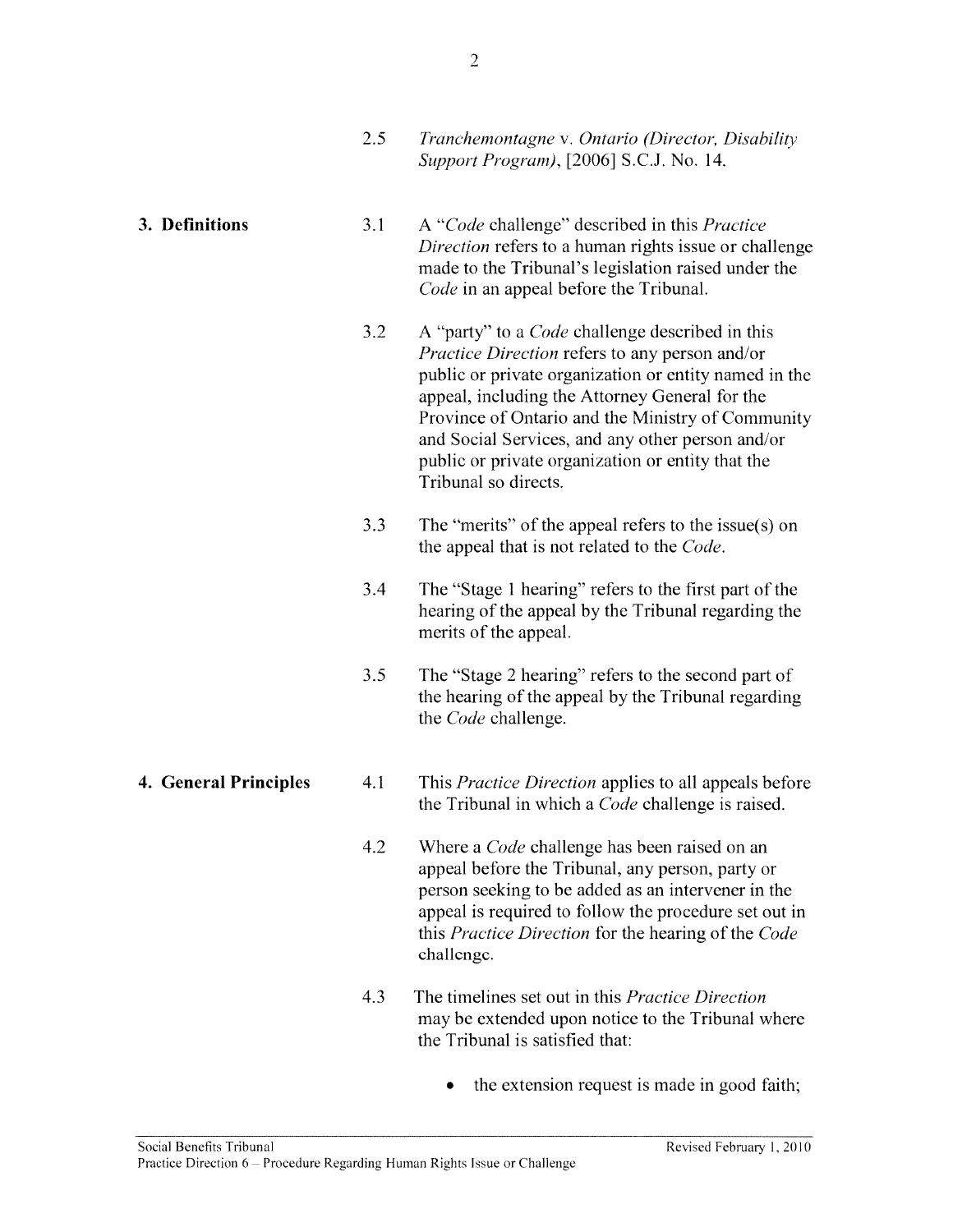2.5 *Tranchemontagne* v. *Ontario (Director, Disability Support Program)*, [2006] S.C.J. No. 14.

## 3. Definitions

3.1 A "*Code* challenge" described in this *Practice Direction* refers to a human rights issue or challenge made to the Tribunal's legislation raised under the *Code* in an appeal before the Tribunal.

3.2 A "party" to a *Code* challenge described in this *Practice Direction* refers to any person and/or public or private organization or entity named in the appeal, including the Attorney General for the Province of Ontario and the Ministry of Community and Social Services, and any other person and/or public or private organization or entity that the Tribunal so directs.

3.3 The "merits" of the appeal refers to the issue(s) on the appeal that is not related to the *Code*.

3.4 The "Stage 1 hearing" refers to the first part of the hearing of the appeal by the Tribunal regarding the merits of the appeal.

3.5 The "Stage 2 hearing" refers to the second part of the hearing of the appeal by the Tribunal regarding the *Code* challenge.

## 4. General Principles

4.1 This *Practice Direction* applies to all appeals before the Tribunal in which a *Code* challenge is raised.

4.2 Where a *Code* challenge has been raised on an appeal before the Tribunal, any person, party or person seeking to be added as an intervener in the appeal is required to follow the procedure set out in this *Practice Direction* for the hearing of the *Code* challenge.

4.3 The timelines set out in this *Practice Direction* may be extended upon notice to the Tribunal where the Tribunal is satisfied that:

- the extension request is made in good faith;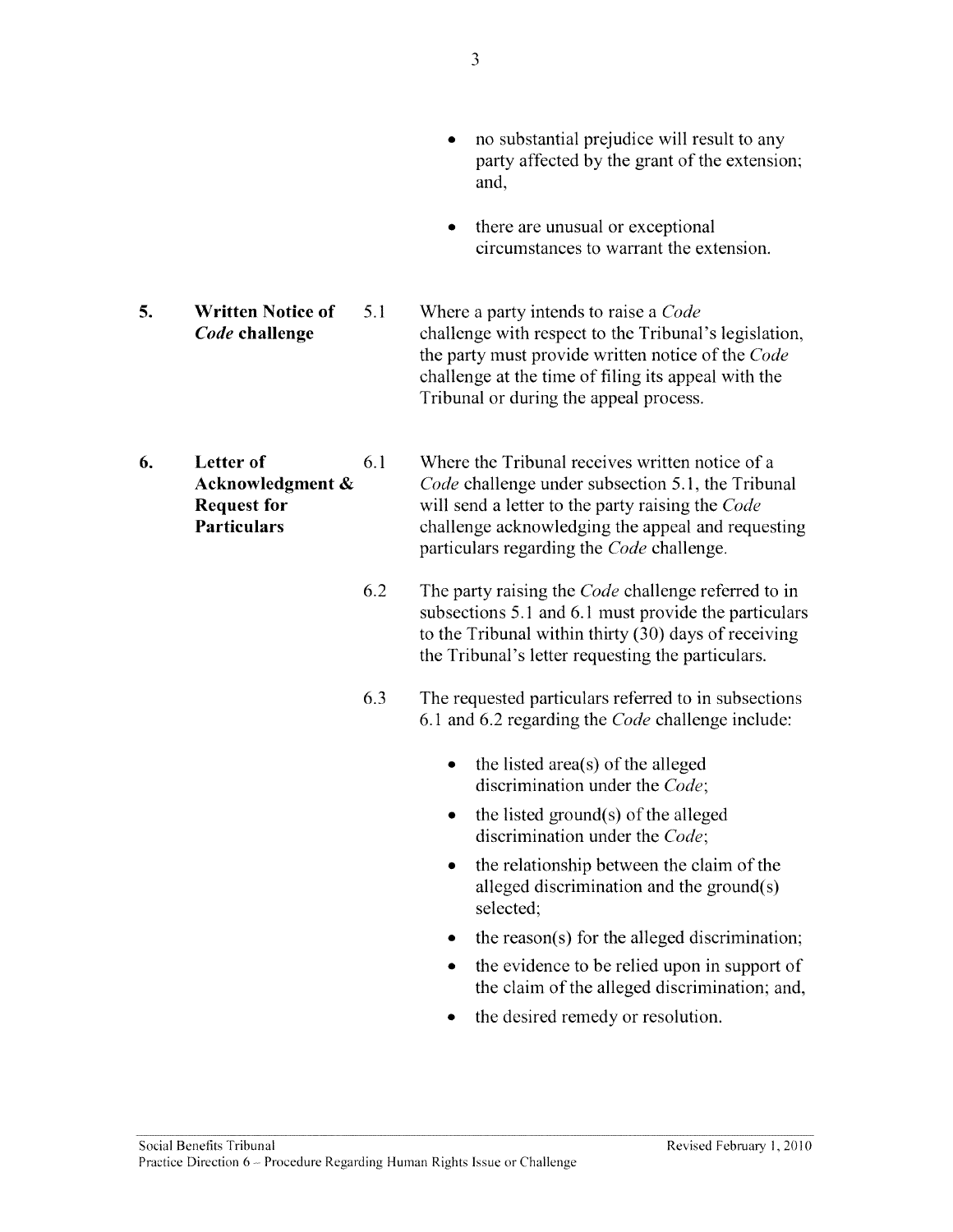- no substantial prejudice will result to any party affected by the grant of the extension; and,
- there are unusual or exceptional circumstances to warrant the extension.

**5. Written Notice of *Code* challenge**

5.1 Where a party intends to raise a *Code* challenge with respect to the Tribunal's legislation, the party must provide written notice of the *Code* challenge at the time of filing its appeal with the Tribunal or during the appeal process.

**6. Letter of Acknowledgment & Request for Particulars**

6.1 Where the Tribunal receives written notice of a *Code* challenge under subsection 5.1, the Tribunal will send a letter to the party raising the *Code* challenge acknowledging the appeal and requesting particulars regarding the *Code* challenge.

6.2 The party raising the *Code* challenge referred to in subsections 5.1 and 6.1 must provide the particulars to the Tribunal within thirty (30) days of receiving the Tribunal's letter requesting the particulars.

6.3 The requested particulars referred to in subsections 6.1 and 6.2 regarding the *Code* challenge include:

- the listed area(s) of the alleged discrimination under the *Code*;
- the listed ground(s) of the alleged discrimination under the *Code*;
- the relationship between the claim of the alleged discrimination and the ground(s) selected;
- the reason(s) for the alleged discrimination;
- the evidence to be relied upon in support of the claim of the alleged discrimination; and,
- the desired remedy or resolution.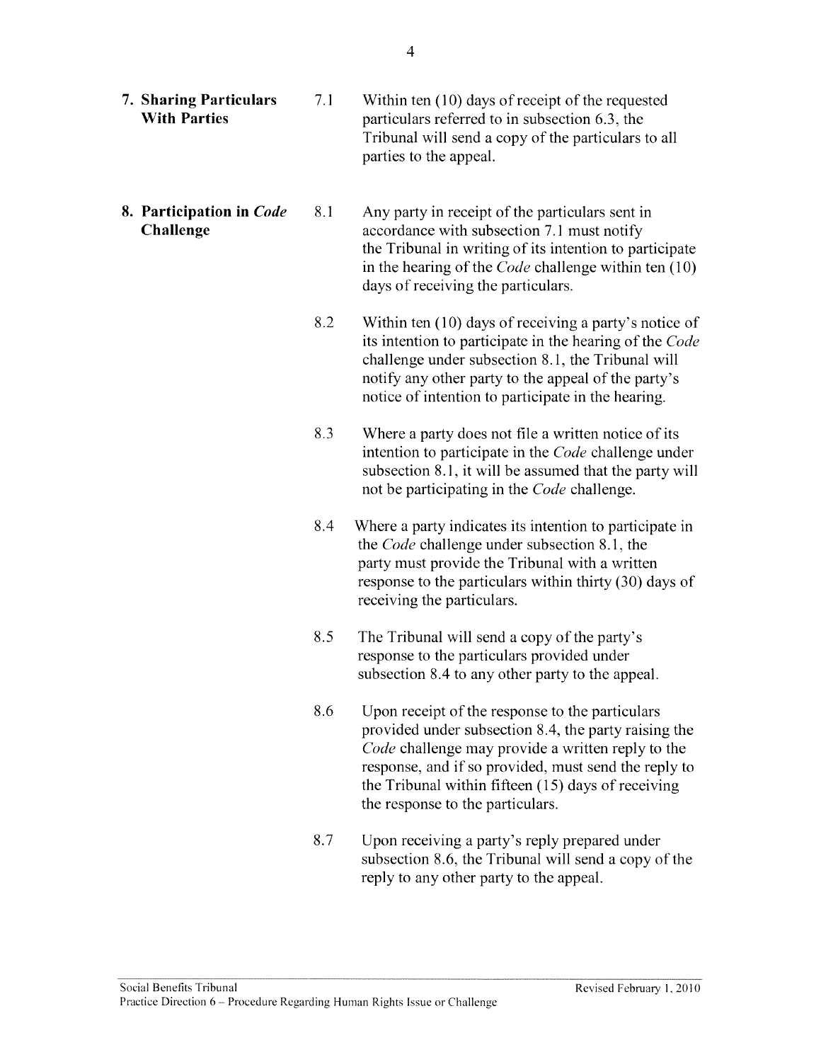## 7. Sharing Particulars With Parties

7.1 Within ten (10) days of receipt of the requested particulars referred to in subsection 6.3, the Tribunal will send a copy of the particulars to all parties to the appeal.

## 8. Participation in *Code* Challenge

8.1 Any party in receipt of the particulars sent in accordance with subsection 7.1 must notify the Tribunal in writing of its intention to participate in the hearing of the *Code* challenge within ten (10) days of receiving the particulars.

8.2 Within ten (10) days of receiving a party's notice of its intention to participate in the hearing of the *Code* challenge under subsection 8.1, the Tribunal will notify any other party to the appeal of the party's notice of intention to participate in the hearing.

8.3 Where a party does not file a written notice of its intention to participate in the *Code* challenge under subsection 8.1, it will be assumed that the party will not be participating in the *Code* challenge.

8.4 Where a party indicates its intention to participate in the *Code* challenge under subsection 8.1, the party must provide the Tribunal with a written response to the particulars within thirty (30) days of receiving the particulars.

8.5 The Tribunal will send a copy of the party's response to the particulars provided under subsection 8.4 to any other party to the appeal.

8.6 Upon receipt of the response to the particulars provided under subsection 8.4, the party raising the *Code* challenge may provide a written reply to the response, and if so provided, must send the reply to the Tribunal within fifteen (15) days of receiving the response to the particulars.

8.7 Upon receiving a party's reply prepared under subsection 8.6, the Tribunal will send a copy of the reply to any other party to the appeal.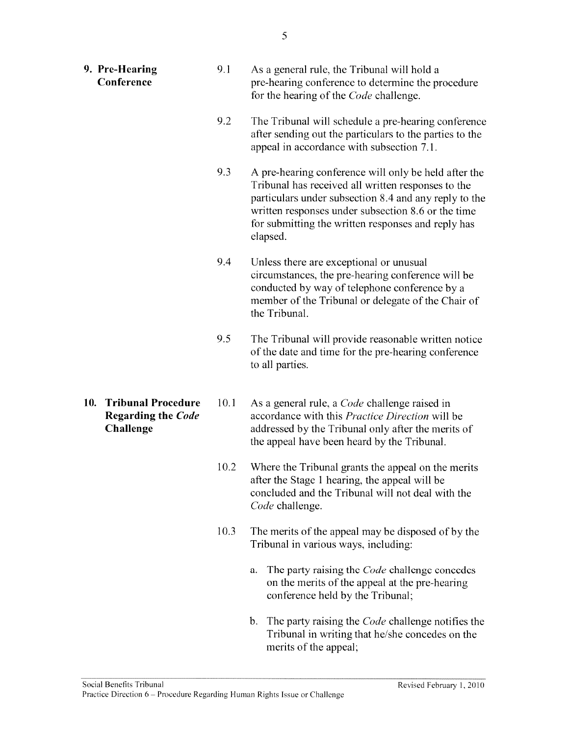## 9. Pre-Hearing Conference

9.1 As a general rule, the Tribunal will hold a pre-hearing conference to determine the procedure for the hearing of the *Code* challenge.

9.2 The Tribunal will schedule a pre-hearing conference after sending out the particulars to the parties to the appeal in accordance with subsection 7.1.

9.3 A pre-hearing conference will only be held after the Tribunal has received all written responses to the particulars under subsection 8.4 and any reply to the written responses under subsection 8.6 or the time for submitting the written responses and reply has elapsed.

9.4 Unless there are exceptional or unusual circumstances, the pre-hearing conference will be conducted by way of telephone conference by a member of the Tribunal or delegate of the Chair of the Tribunal.

9.5 The Tribunal will provide reasonable written notice of the date and time for the pre-hearing conference to all parties.

## 10. Tribunal Procedure Regarding the *Code* Challenge

10.1 As a general rule, a *Code* challenge raised in accordance with this *Practice Direction* will be addressed by the Tribunal only after the merits of the appeal have been heard by the Tribunal.

10.2 Where the Tribunal grants the appeal on the merits after the Stage 1 hearing, the appeal will be concluded and the Tribunal will not deal with the *Code* challenge.

10.3 The merits of the appeal may be disposed of by the Tribunal in various ways, including:

a. The party raising the *Code* challenge concedes on the merits of the appeal at the pre-hearing conference held by the Tribunal;

b. The party raising the *Code* challenge notifies the Tribunal in writing that he/she concedes on the merits of the appeal;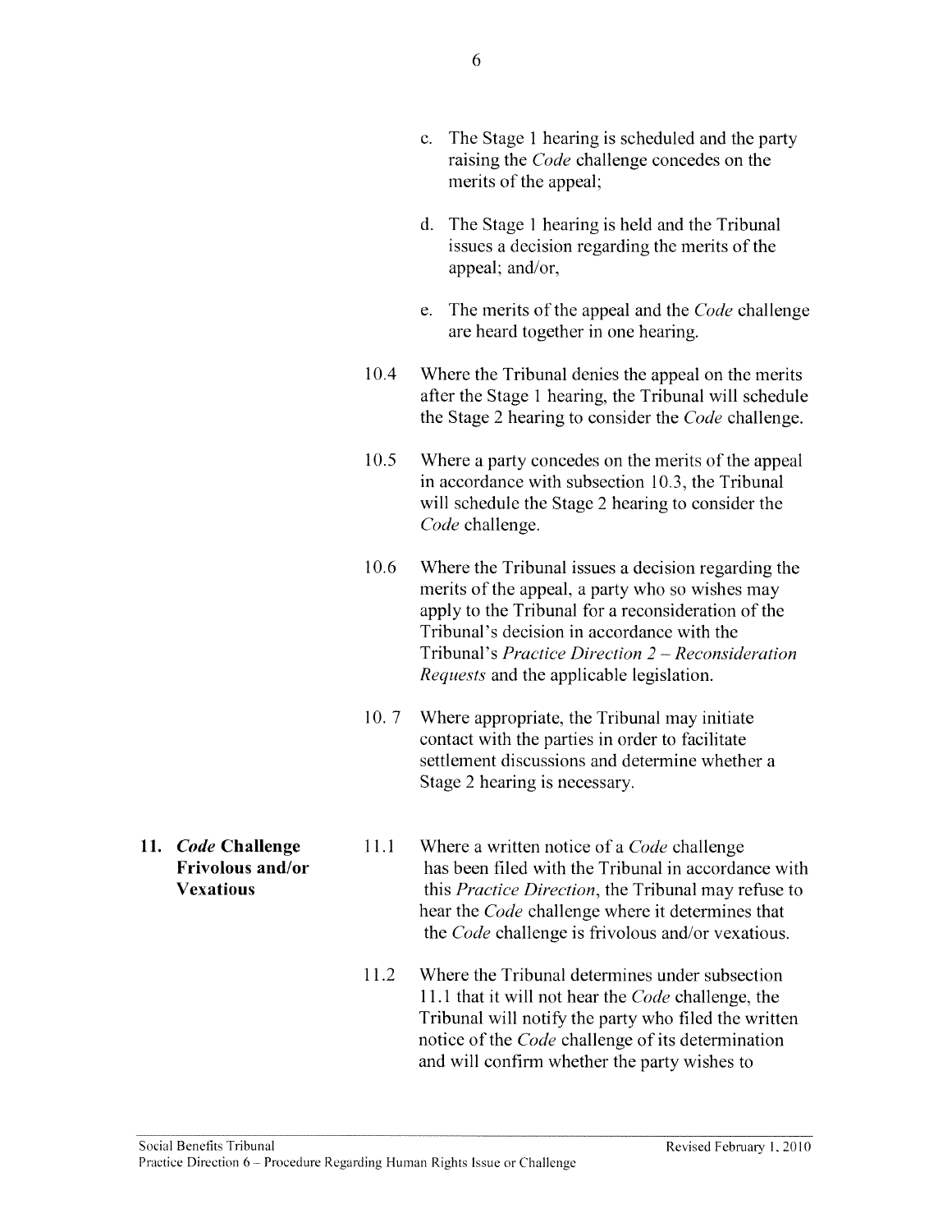c. The Stage 1 hearing is scheduled and the party raising the *Code* challenge concedes on the merits of the appeal;

d. The Stage 1 hearing is held and the Tribunal issues a decision regarding the merits of the appeal; and/or,

e. The merits of the appeal and the *Code* challenge are heard together in one hearing.

10.4 Where the Tribunal denies the appeal on the merits after the Stage 1 hearing, the Tribunal will schedule the Stage 2 hearing to consider the *Code* challenge.

10.5 Where a party concedes on the merits of the appeal in accordance with subsection 10.3, the Tribunal will schedule the Stage 2 hearing to consider the *Code* challenge.

10.6 Where the Tribunal issues a decision regarding the merits of the appeal, a party who so wishes may apply to the Tribunal for a reconsideration of the Tribunal's decision in accordance with the Tribunal's *Practice Direction 2 – Reconsideration Requests* and the applicable legislation.

10. 7 Where appropriate, the Tribunal may initiate contact with the parties in order to facilitate settlement discussions and determine whether a Stage 2 hearing is necessary.

## 11. *Code* Challenge Frivolous and/or Vexatious

11.1 Where a written notice of a *Code* challenge has been filed with the Tribunal in accordance with this *Practice Direction*, the Tribunal may refuse to hear the *Code* challenge where it determines that the *Code* challenge is frivolous and/or vexatious.

11.2 Where the Tribunal determines under subsection 11.1 that it will not hear the *Code* challenge, the Tribunal will notify the party who filed the written notice of the *Code* challenge of its determination and will confirm whether the party wishes to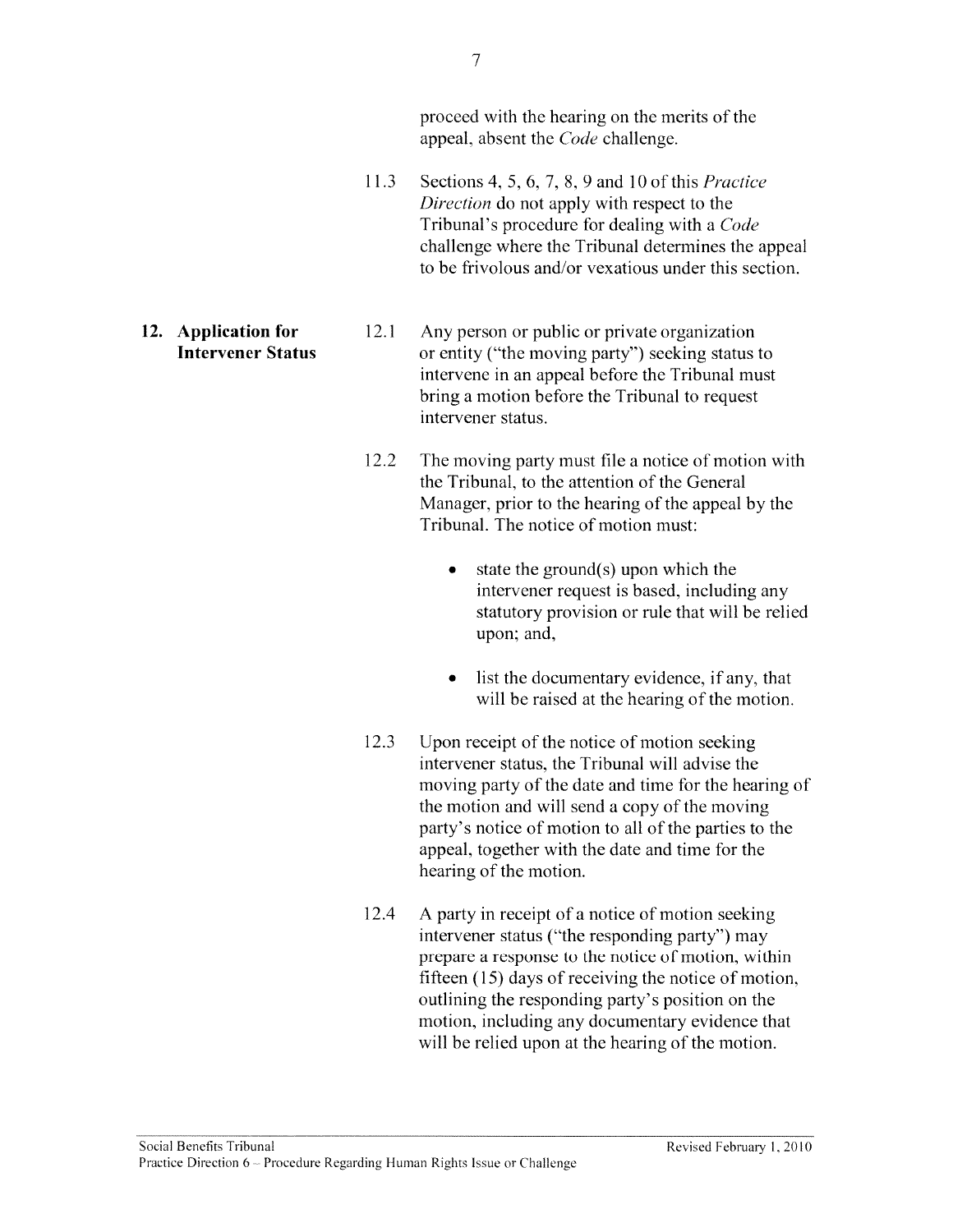proceed with the hearing on the merits of the appeal, absent the *Code* challenge.

11.3 Sections 4, 5, 6, 7, 8, 9 and 10 of this *Practice Direction* do not apply with respect to the Tribunal's procedure for dealing with a *Code* challenge where the Tribunal determines the appeal to be frivolous and/or vexatious under this section.

## 12. Application for Intervener Status

12.1 Any person or public or private organization or entity ("the moving party") seeking status to intervene in an appeal before the Tribunal must bring a motion before the Tribunal to request intervener status.

12.2 The moving party must file a notice of motion with the Tribunal, to the attention of the General Manager, prior to the hearing of the appeal by the Tribunal. The notice of motion must:

- state the ground(s) upon which the intervener request is based, including any statutory provision or rule that will be relied upon; and,
- list the documentary evidence, if any, that will be raised at the hearing of the motion.

12.3 Upon receipt of the notice of motion seeking intervener status, the Tribunal will advise the moving party of the date and time for the hearing of the motion and will send a copy of the moving party's notice of motion to all of the parties to the appeal, together with the date and time for the hearing of the motion.

12.4 A party in receipt of a notice of motion seeking intervener status ("the responding party") may prepare a response to the notice of motion, within fifteen (15) days of receiving the notice of motion, outlining the responding party's position on the motion, including any documentary evidence that will be relied upon at the hearing of the motion.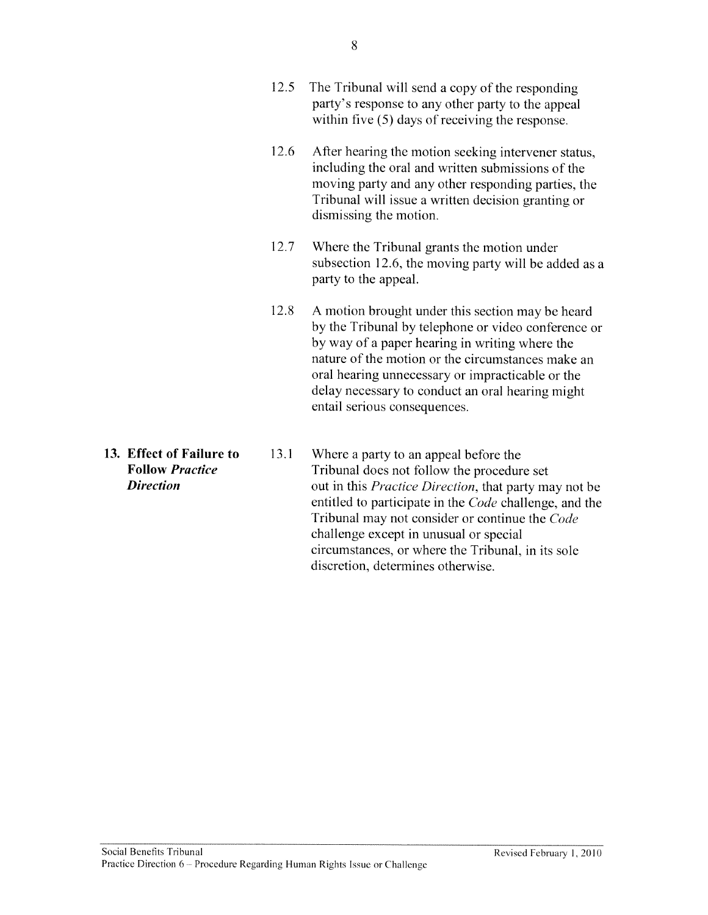12.5 The Tribunal will send a copy of the responding party's response to any other party to the appeal within five (5) days of receiving the response.

12.6 After hearing the motion seeking intervener status, including the oral and written submissions of the moving party and any other responding parties, the Tribunal will issue a written decision granting or dismissing the motion.

12.7 Where the Tribunal grants the motion under subsection 12.6, the moving party will be added as a party to the appeal.

12.8 A motion brought under this section may be heard by the Tribunal by telephone or video conference or by way of a paper hearing in writing where the nature of the motion or the circumstances make an oral hearing unnecessary or impracticable or the delay necessary to conduct an oral hearing might entail serious consequences.

## 13. Effect of Failure to Follow *Practice Direction*

13.1 Where a party to an appeal before the Tribunal does not follow the procedure set out in this *Practice Direction*, that party may not be entitled to participate in the *Code* challenge, and the Tribunal may not consider or continue the *Code* challenge except in unusual or special circumstances, or where the Tribunal, in its sole discretion, determines otherwise.